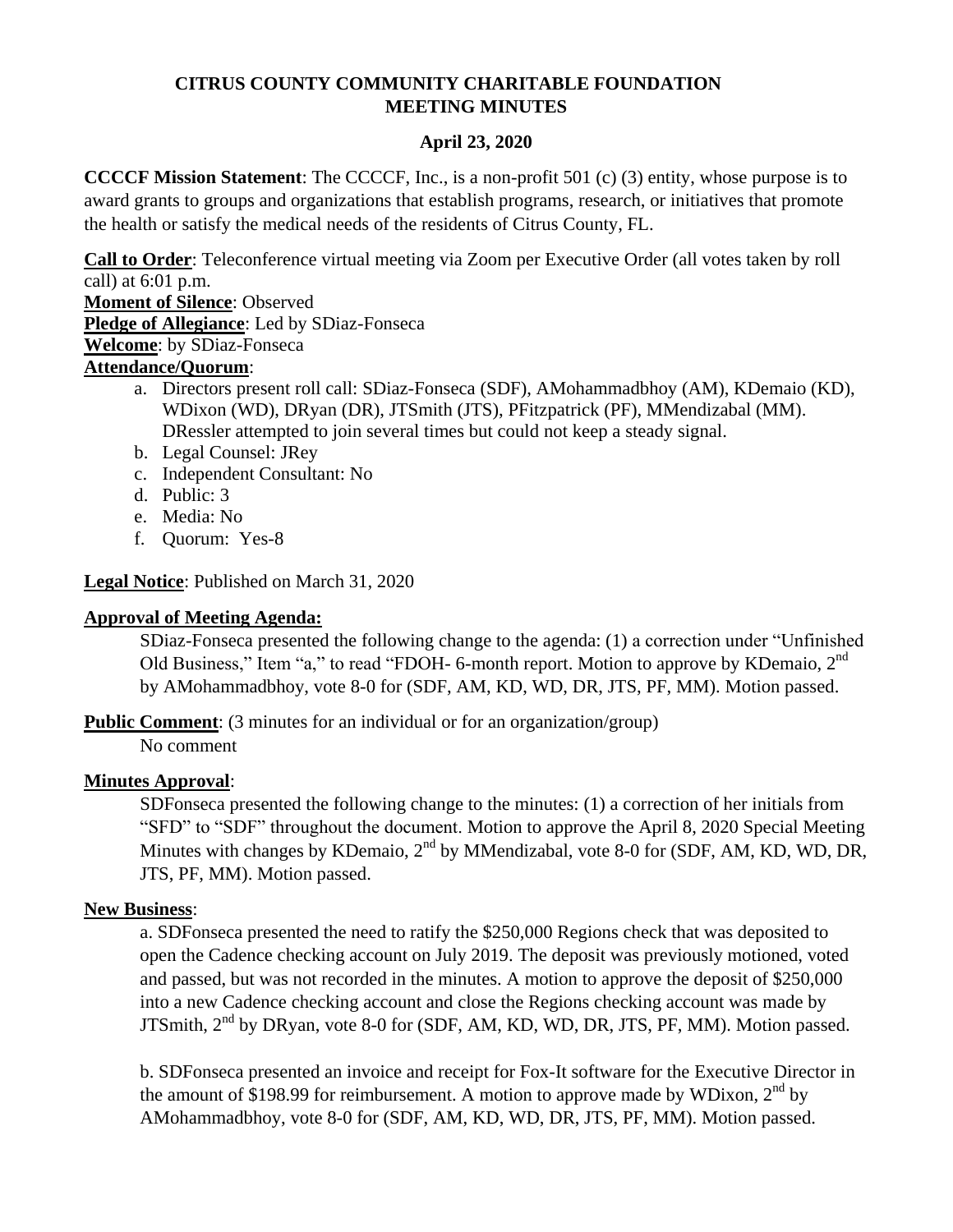**CITRUS COUNTY COMMUNITY CHARITABLE FOUNDATION**
**MEETING MINUTES**

**April 23, 2020**

**CCCCF Mission Statement**: The CCCCF, Inc., is a non-profit 501 (c) (3) entity, whose purpose is to award grants to groups and organizations that establish programs, research, or initiatives that promote the health or satisfy the medical needs of the residents of Citrus County, FL.

**Call to Order**: Teleconference virtual meeting via Zoom per Executive Order (all votes taken by roll call) at 6:01 p.m.
**Moment of Silence**: Observed
**Pledge of Allegiance**: Led by SDiaz-Fonseca
**Welcome**: by SDiaz-Fonseca
**Attendance/Quorum**:

a. Directors present roll call: SDiaz-Fonseca (SDF), AMohammadbhoy (AM), KDemaio (KD), WDixon (WD), DRyan (DR), JTSmith (JTS), PFitzpatrick (PF), MMendizabal (MM). DRessler attempted to join several times but could not keep a steady signal.
b. Legal Counsel: JRey
c. Independent Consultant: No
d. Public: 3
e. Media: No
f. Quorum: Yes-8

**Legal Notice**: Published on March 31, 2020

**Approval of Meeting Agenda:**

SDiaz-Fonseca presented the following change to the agenda: (1) a correction under "Unfinished Old Business," Item "a," to read "FDOH- 6-month report. Motion to approve by KDemaio, 2nd by AMohammadbhoy, vote 8-0 for (SDF, AM, KD, WD, DR, JTS, PF, MM). Motion passed.

**Public Comment**: (3 minutes for an individual or for an organization/group)

No comment

**Minutes Approval**:

SDFonseca presented the following change to the minutes: (1) a correction of her initials from "SFD" to "SDF" throughout the document. Motion to approve the April 8, 2020 Special Meeting Minutes with changes by KDemaio, 2nd by MMendizabal, vote 8-0 for (SDF, AM, KD, WD, DR, JTS, PF, MM). Motion passed.

**New Business**:

a. SDFonseca presented the need to ratify the $250,000 Regions check that was deposited to open the Cadence checking account on July 2019. The deposit was previously motioned, voted and passed, but was not recorded in the minutes. A motion to approve the deposit of $250,000 into a new Cadence checking account and close the Regions checking account was made by JTSmith, 2nd by DRyan, vote 8-0 for (SDF, AM, KD, WD, DR, JTS, PF, MM). Motion passed.

b. SDFonseca presented an invoice and receipt for Fox-It software for the Executive Director in the amount of $198.99 for reimbursement. A motion to approve made by WDixon, 2nd by AMohammadbhoy, vote 8-0 for (SDF, AM, KD, WD, DR, JTS, PF, MM). Motion passed.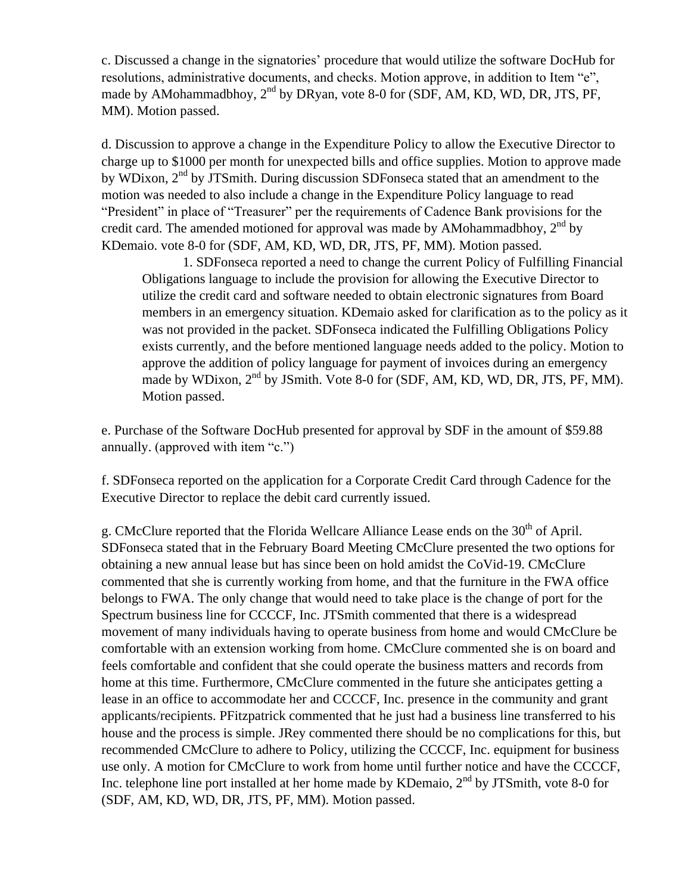c. Discussed a change in the signatories' procedure that would utilize the software DocHub for resolutions, administrative documents, and checks. Motion approve, in addition to Item "e", made by AMohammadbhoy, 2nd by DRyan, vote 8-0 for (SDF, AM, KD, WD, DR, JTS, PF, MM). Motion passed.

d. Discussion to approve a change in the Expenditure Policy to allow the Executive Director to charge up to $1000 per month for unexpected bills and office supplies. Motion to approve made by WDixon, 2nd by JTSmith. During discussion SDFonseca stated that an amendment to the motion was needed to also include a change in the Expenditure Policy language to read "President" in place of "Treasurer" per the requirements of Cadence Bank provisions for the credit card. The amended motioned for approval was made by AMohammadbhoy, 2nd by KDemaio. vote 8-0 for (SDF, AM, KD, WD, DR, JTS, PF, MM). Motion passed.

> 1. SDFonseca reported a need to change the current Policy of Fulfilling Financial Obligations language to include the provision for allowing the Executive Director to utilize the credit card and software needed to obtain electronic signatures from Board members in an emergency situation. KDemaio asked for clarification as to the policy as it was not provided in the packet. SDFonseca indicated the Fulfilling Obligations Policy exists currently, and the before mentioned language needs added to the policy. Motion to approve the addition of policy language for payment of invoices during an emergency made by WDixon, 2nd by JSmith. Vote 8-0 for (SDF, AM, KD, WD, DR, JTS, PF, MM). Motion passed.

e. Purchase of the Software DocHub presented for approval by SDF in the amount of $59.88 annually. (approved with item "c.")

f. SDFonseca reported on the application for a Corporate Credit Card through Cadence for the Executive Director to replace the debit card currently issued.

g. CMcClure reported that the Florida Wellcare Alliance Lease ends on the 30th of April. SDFonseca stated that in the February Board Meeting CMcClure presented the two options for obtaining a new annual lease but has since been on hold amidst the CoVid-19. CMcClure commented that she is currently working from home, and that the furniture in the FWA office belongs to FWA. The only change that would need to take place is the change of port for the Spectrum business line for CCCCF, Inc. JTSmith commented that there is a widespread movement of many individuals having to operate business from home and would CMcClure be comfortable with an extension working from home. CMcClure commented she is on board and feels comfortable and confident that she could operate the business matters and records from home at this time. Furthermore, CMcClure commented in the future she anticipates getting a lease in an office to accommodate her and CCCCF, Inc. presence in the community and grant applicants/recipients. PFitzpatrick commented that he just had a business line transferred to his house and the process is simple. JRey commented there should be no complications for this, but recommended CMcClure to adhere to Policy, utilizing the CCCCF, Inc. equipment for business use only. A motion for CMcClure to work from home until further notice and have the CCCCF, Inc. telephone line port installed at her home made by KDemaio, 2nd by JTSmith, vote 8-0 for (SDF, AM, KD, WD, DR, JTS, PF, MM). Motion passed.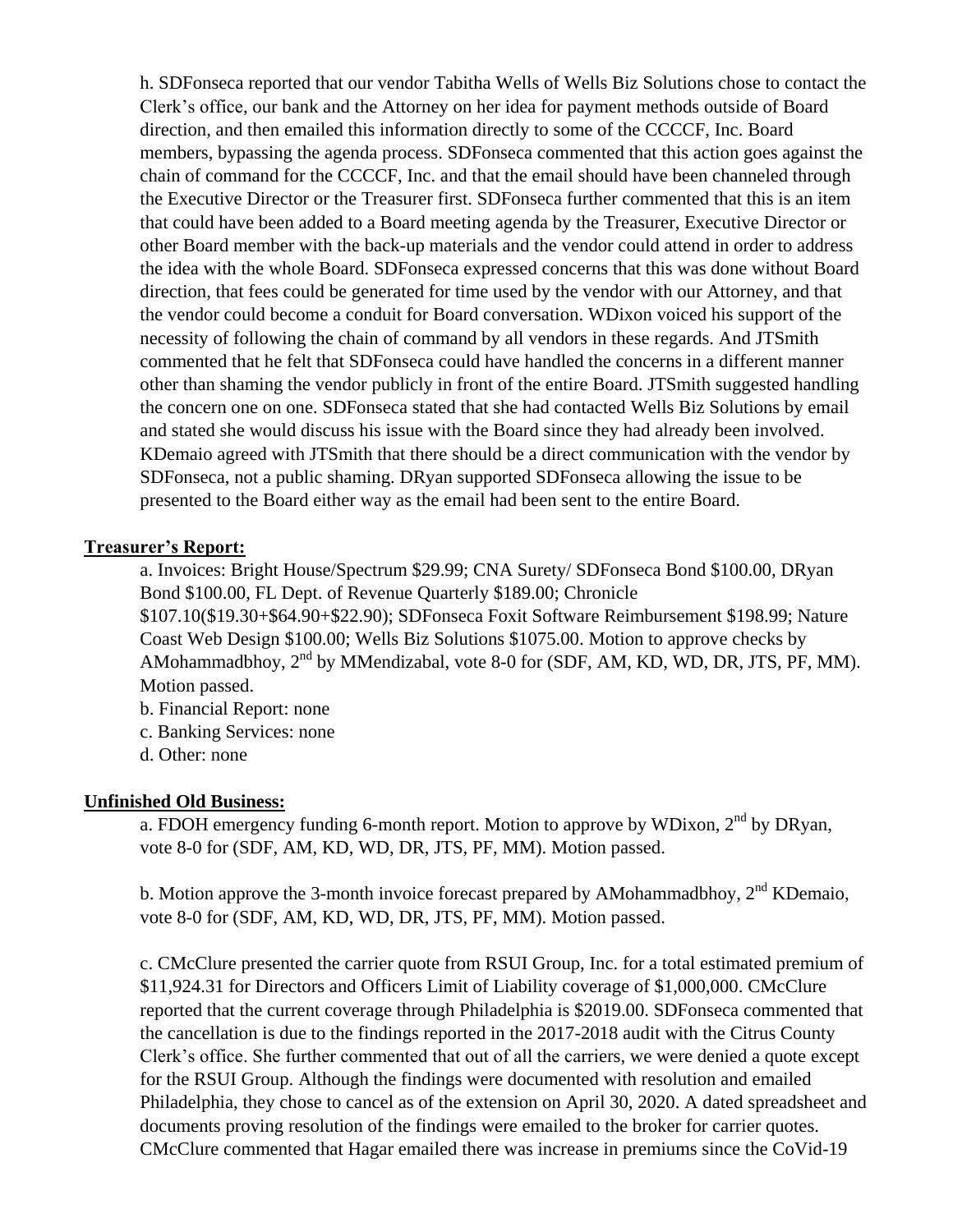h. SDFonseca reported that our vendor Tabitha Wells of Wells Biz Solutions chose to contact the Clerk's office, our bank and the Attorney on her idea for payment methods outside of Board direction, and then emailed this information directly to some of the CCCCF, Inc. Board members, bypassing the agenda process. SDFonseca commented that this action goes against the chain of command for the CCCCF, Inc. and that the email should have been channeled through the Executive Director or the Treasurer first. SDFonseca further commented that this is an item that could have been added to a Board meeting agenda by the Treasurer, Executive Director or other Board member with the back-up materials and the vendor could attend in order to address the idea with the whole Board. SDFonseca expressed concerns that this was done without Board direction, that fees could be generated for time used by the vendor with our Attorney, and that the vendor could become a conduit for Board conversation. WDixon voiced his support of the necessity of following the chain of command by all vendors in these regards. And JTSmith commented that he felt that SDFonseca could have handled the concerns in a different manner other than shaming the vendor publicly in front of the entire Board. JTSmith suggested handling the concern one on one. SDFonseca stated that she had contacted Wells Biz Solutions by email and stated she would discuss his issue with the Board since they had already been involved. KDemaio agreed with JTSmith that there should be a direct communication with the vendor by SDFonseca, not a public shaming. DRyan supported SDFonseca allowing the issue to be presented to the Board either way as the email had been sent to the entire Board.

**Treasurer's Report:**

a. Invoices: Bright House/Spectrum $29.99; CNA Surety/ SDFonseca Bond $100.00, DRyan Bond $100.00, FL Dept. of Revenue Quarterly $189.00; Chronicle $107.10($19.30+$64.90+$22.90); SDFonseca Foxit Software Reimbursement $198.99; Nature Coast Web Design $100.00; Wells Biz Solutions $1075.00. Motion to approve checks by AMohammadbhoy, 2nd by MMendizabal, vote 8-0 for (SDF, AM, KD, WD, DR, JTS, PF, MM). Motion passed.

b. Financial Report: none

c. Banking Services: none

d. Other: none

**Unfinished Old Business:**

a. FDOH emergency funding 6-month report. Motion to approve by WDixon, 2nd by DRyan, vote 8-0 for (SDF, AM, KD, WD, DR, JTS, PF, MM). Motion passed.

b. Motion approve the 3-month invoice forecast prepared by AMohammadbhoy, 2nd KDemaio, vote 8-0 for (SDF, AM, KD, WD, DR, JTS, PF, MM). Motion passed.

c. CMcClure presented the carrier quote from RSUI Group, Inc. for a total estimated premium of $11,924.31 for Directors and Officers Limit of Liability coverage of $1,000,000. CMcClure reported that the current coverage through Philadelphia is $2019.00. SDFonseca commented that the cancellation is due to the findings reported in the 2017-2018 audit with the Citrus County Clerk's office. She further commented that out of all the carriers, we were denied a quote except for the RSUI Group. Although the findings were documented with resolution and emailed Philadelphia, they chose to cancel as of the extension on April 30, 2020. A dated spreadsheet and documents proving resolution of the findings were emailed to the broker for carrier quotes. CMcClure commented that Hagar emailed there was increase in premiums since the CoVid-19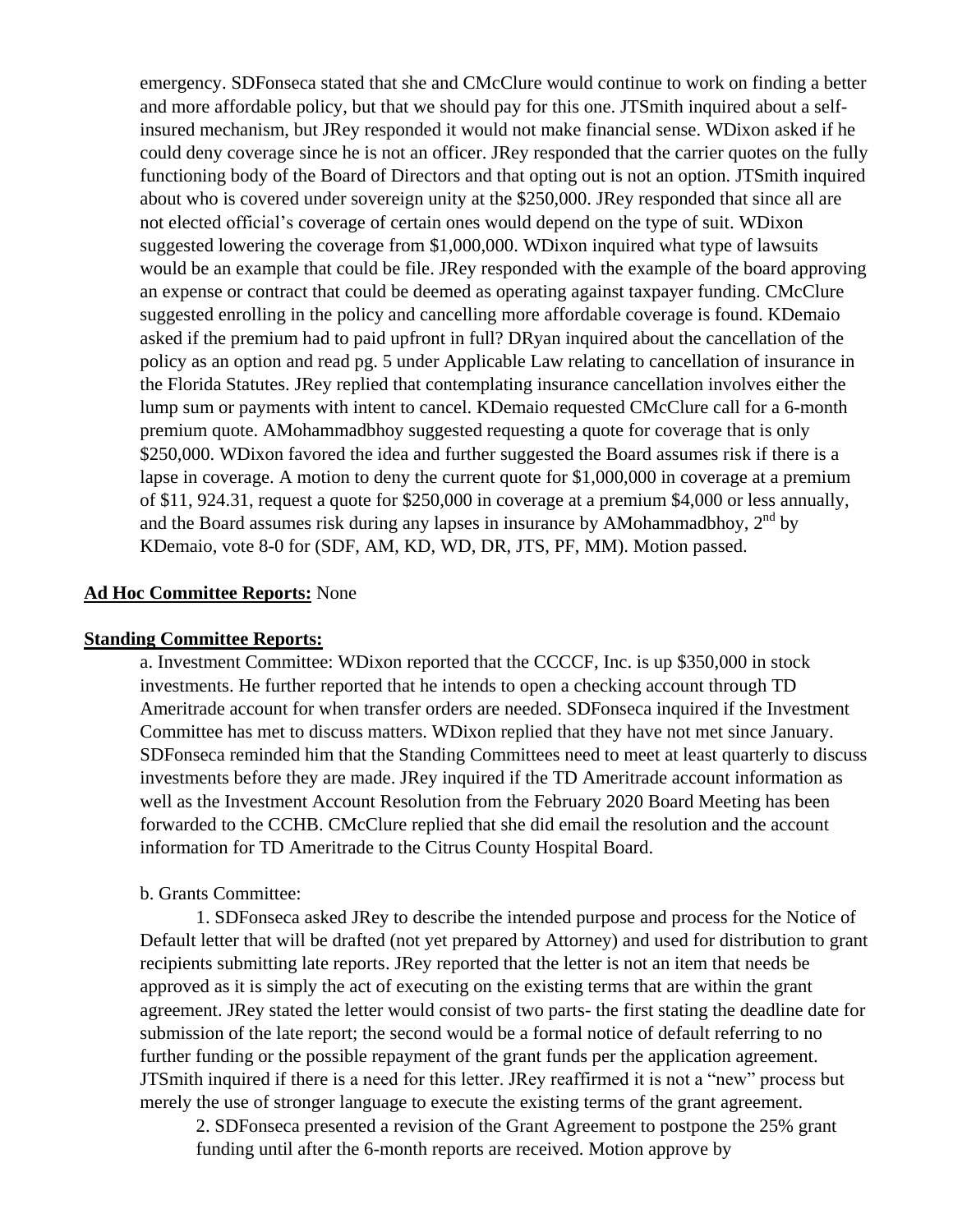emergency. SDFonseca stated that she and CMcClure would continue to work on finding a better and more affordable policy, but that we should pay for this one. JTSmith inquired about a self-insured mechanism, but JRey responded it would not make financial sense. WDixon asked if he could deny coverage since he is not an officer. JRey responded that the carrier quotes on the fully functioning body of the Board of Directors and that opting out is not an option. JTSmith inquired about who is covered under sovereign unity at the $250,000. JRey responded that since all are not elected official's coverage of certain ones would depend on the type of suit. WDixon suggested lowering the coverage from $1,000,000. WDixon inquired what type of lawsuits would be an example that could be file. JRey responded with the example of the board approving an expense or contract that could be deemed as operating against taxpayer funding. CMcClure suggested enrolling in the policy and cancelling more affordable coverage is found. KDemaio asked if the premium had to paid upfront in full? DRyan inquired about the cancellation of the policy as an option and read pg. 5 under Applicable Law relating to cancellation of insurance in the Florida Statutes. JRey replied that contemplating insurance cancellation involves either the lump sum or payments with intent to cancel. KDemaio requested CMcClure call for a 6-month premium quote. AMohammadbhoy suggested requesting a quote for coverage that is only $250,000. WDixon favored the idea and further suggested the Board assumes risk if there is a lapse in coverage. A motion to deny the current quote for $1,000,000 in coverage at a premium of $11, 924.31, request a quote for $250,000 in coverage at a premium $4,000 or less annually, and the Board assumes risk during any lapses in insurance by AMohammadbhoy, 2nd by KDemaio, vote 8-0 for (SDF, AM, KD, WD, DR, JTS, PF, MM). Motion passed.

**Ad Hoc Committee Reports:** None

**Standing Committee Reports:**

a. Investment Committee: WDixon reported that the CCCCF, Inc. is up $350,000 in stock investments. He further reported that he intends to open a checking account through TD Ameritrade account for when transfer orders are needed. SDFonseca inquired if the Investment Committee has met to discuss matters. WDixon replied that they have not met since January. SDFonseca reminded him that the Standing Committees need to meet at least quarterly to discuss investments before they are made. JRey inquired if the TD Ameritrade account information as well as the Investment Account Resolution from the February 2020 Board Meeting has been forwarded to the CCHB. CMcClure replied that she did email the resolution and the account information for TD Ameritrade to the Citrus County Hospital Board.

b. Grants Committee:

1. SDFonseca asked JRey to describe the intended purpose and process for the Notice of Default letter that will be drafted (not yet prepared by Attorney) and used for distribution to grant recipients submitting late reports. JRey reported that the letter is not an item that needs be approved as it is simply the act of executing on the existing terms that are within the grant agreement. JRey stated the letter would consist of two parts- the first stating the deadline date for submission of the late report; the second would be a formal notice of default referring to no further funding or the possible repayment of the grant funds per the application agreement. JTSmith inquired if there is a need for this letter. JRey reaffirmed it is not a "new" process but merely the use of stronger language to execute the existing terms of the grant agreement.

2. SDFonseca presented a revision of the Grant Agreement to postpone the 25% grant funding until after the 6-month reports are received. Motion approve by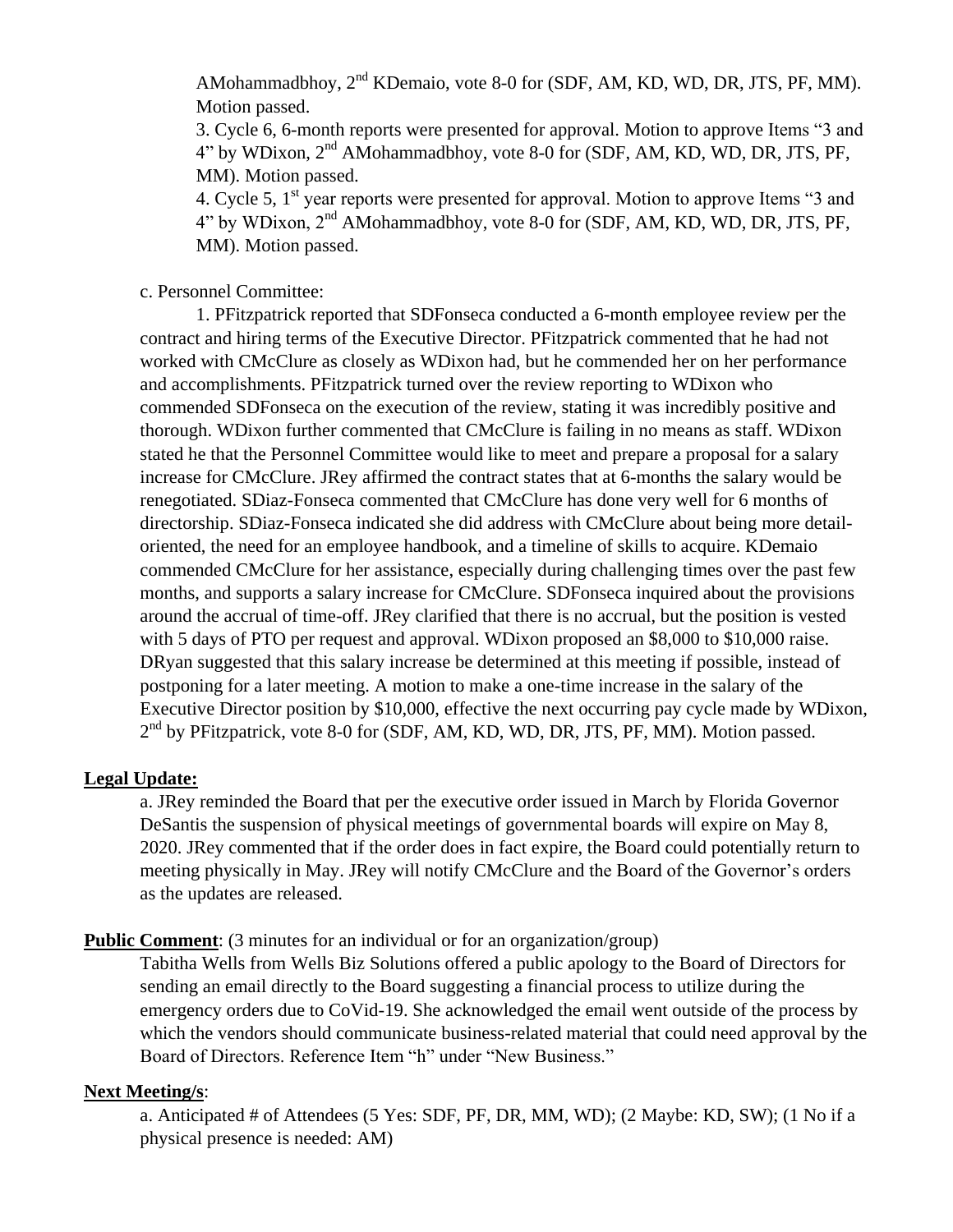AMohammadbhoy, 2nd KDemaio, vote 8-0 for (SDF, AM, KD, WD, DR, JTS, PF, MM). Motion passed.

3. Cycle 6, 6-month reports were presented for approval. Motion to approve Items "3 and 4" by WDixon, 2nd AMohammadbhoy, vote 8-0 for (SDF, AM, KD, WD, DR, JTS, PF, MM). Motion passed.

4. Cycle 5, 1st year reports were presented for approval. Motion to approve Items "3 and 4" by WDixon, 2nd AMohammadbhoy, vote 8-0 for (SDF, AM, KD, WD, DR, JTS, PF, MM). Motion passed.

c. Personnel Committee:

1. PFitzpatrick reported that SDFonseca conducted a 6-month employee review per the contract and hiring terms of the Executive Director. PFitzpatrick commented that he had not worked with CMcClure as closely as WDixon had, but he commended her on her performance and accomplishments. PFitzpatrick turned over the review reporting to WDixon who commended SDFonseca on the execution of the review, stating it was incredibly positive and thorough. WDixon further commented that CMcClure is failing in no means as staff. WDixon stated he that the Personnel Committee would like to meet and prepare a proposal for a salary increase for CMcClure. JRey affirmed the contract states that at 6-months the salary would be renegotiated. SDiaz-Fonseca commented that CMcClure has done very well for 6 months of directorship. SDiaz-Fonseca indicated she did address with CMcClure about being more detail-oriented, the need for an employee handbook, and a timeline of skills to acquire. KDemaio commended CMcClure for her assistance, especially during challenging times over the past few months, and supports a salary increase for CMcClure. SDFonseca inquired about the provisions around the accrual of time-off. JRey clarified that there is no accrual, but the position is vested with 5 days of PTO per request and approval. WDixon proposed an $8,000 to $10,000 raise. DRyan suggested that this salary increase be determined at this meeting if possible, instead of postponing for a later meeting. A motion to make a one-time increase in the salary of the Executive Director position by $10,000, effective the next occurring pay cycle made by WDixon, 2nd by PFitzpatrick, vote 8-0 for (SDF, AM, KD, WD, DR, JTS, PF, MM). Motion passed.

**Legal Update:**

a. JRey reminded the Board that per the executive order issued in March by Florida Governor DeSantis the suspension of physical meetings of governmental boards will expire on May 8, 2020. JRey commented that if the order does in fact expire, the Board could potentially return to meeting physically in May. JRey will notify CMcClure and the Board of the Governor's orders as the updates are released.

**Public Comment**: (3 minutes for an individual or for an organization/group)

Tabitha Wells from Wells Biz Solutions offered a public apology to the Board of Directors for sending an email directly to the Board suggesting a financial process to utilize during the emergency orders due to CoVid-19. She acknowledged the email went outside of the process by which the vendors should communicate business-related material that could need approval by the Board of Directors. Reference Item "h" under "New Business."

**Next Meeting/s**:

a. Anticipated # of Attendees (5 Yes: SDF, PF, DR, MM, WD); (2 Maybe: KD, SW); (1 No if a physical presence is needed: AM)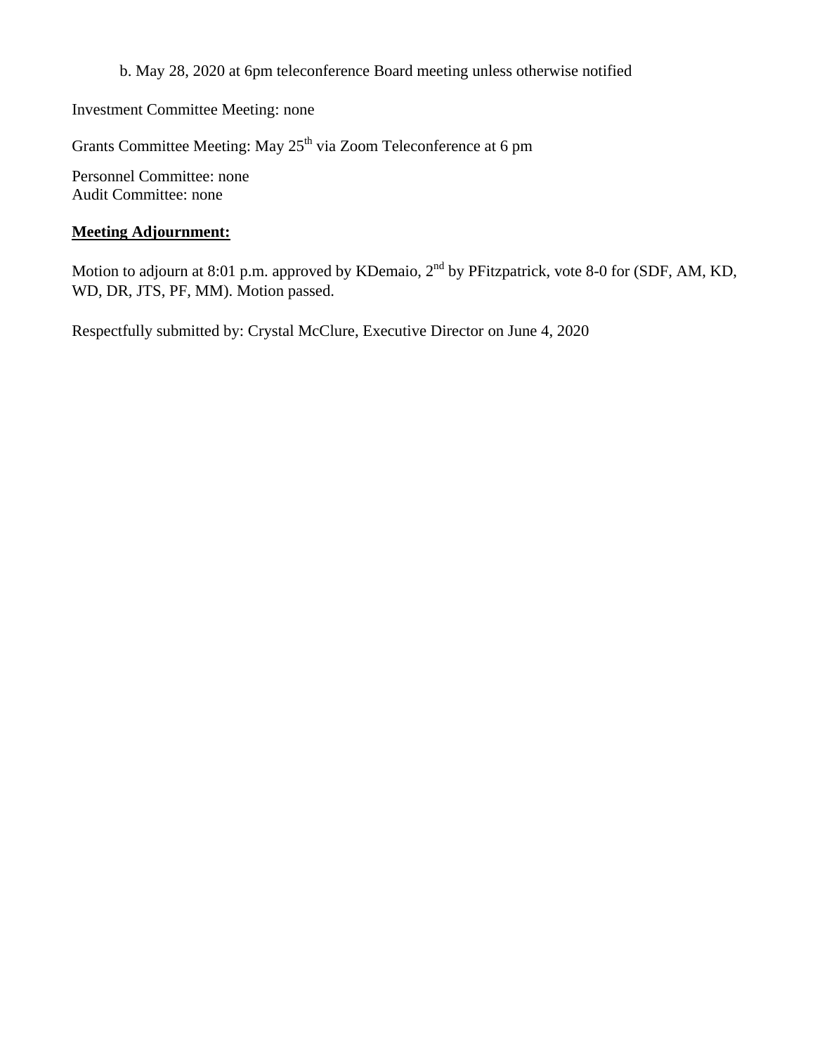b. May 28, 2020 at 6pm teleconference Board meeting unless otherwise notified

Investment Committee Meeting: none

Grants Committee Meeting: May 25th via Zoom Teleconference at 6 pm

Personnel Committee: none
Audit Committee: none

**Meeting Adjournment:**

Motion to adjourn at 8:01 p.m. approved by KDemaio, 2nd by PFitzpatrick, vote 8-0 for (SDF, AM, KD, WD, DR, JTS, PF, MM). Motion passed.

Respectfully submitted by: Crystal McClure, Executive Director on June 4, 2020